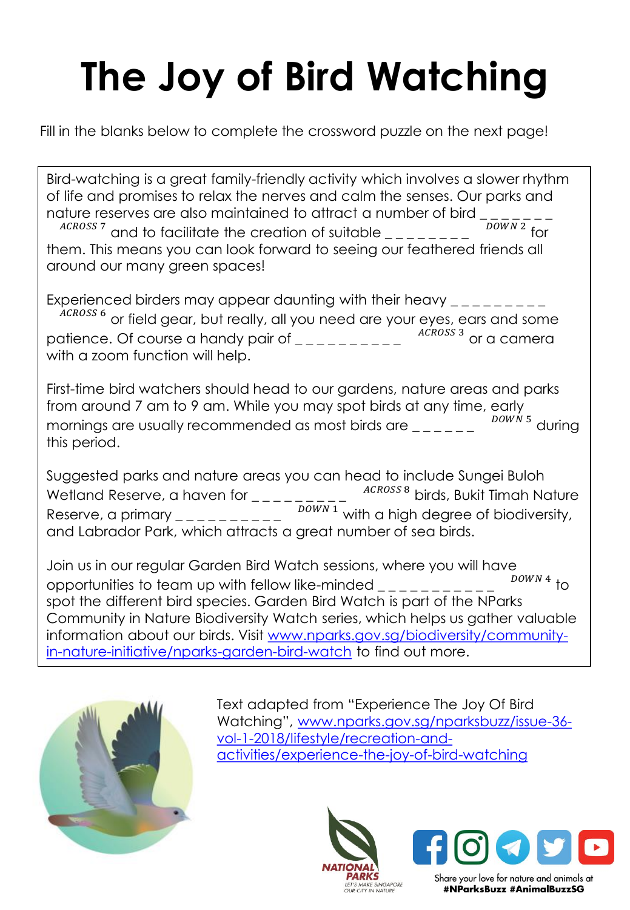# The Joy of Bird Watching

Fill in the blanks below to complete the crossword puzzle on the next page!

Bird-watching is a great family-friendly activity which involves a slower rhythm of life and promises to relax the nerves and calm the senses. Our parks and nature reserves are also maintained to attract a number of bird _ _ _ _ _ _ _ $^{ACROSS\ 7}$ and to facilitate the creation of suitable _ _ _ _ _ _ _ _ $^{DOWN\ 2}$ for them. This means you can look forward to seeing our feathered friends all around our many green spaces!

Experienced birders may appear daunting with their heavy _ _ _ _ _ _ _ _ _ $^{ACROSS\ 6}$ or field gear, but really, all you need are your eyes, ears and some patience. Of course a handy pair of _ _ _ _ _ _ _ _ _ _ $^{ACROSS\ 3}$ or a camera with a zoom function will help.

First-time bird watchers should head to our gardens, nature areas and parks from around 7 am to 9 am. While you may spot birds at any time, early mornings are usually recommended as most birds are _ _ _ _ _ _ $^{DOWN\ 5}$ during this period.

Suggested parks and nature areas you can head to include Sungei Buloh Wetland Reserve, a haven for _ _ _ _ _ _ _ _ _ $^{ACROSS\ 8}$ birds, Bukit Timah Nature Reserve, a primary _ _ _ _ _ _ _ _ _ _ $^{DOWN\ 1}$ with a high degree of biodiversity, and Labrador Park, which attracts a great number of sea birds.

Join us in our regular Garden Bird Watch sessions, where you will have opportunities to team up with fellow like-minded _ _ _ _ _ _ _ _ _ _ _ $^{DOWN\ 4}$ to spot the different bird species. Garden Bird Watch is part of the NParks Community in Nature Biodiversity Watch series, which helps us gather valuable information about our birds. Visit [www.nparks.gov.sg/biodiversity/community-in-nature-initiative/nparks-garden-bird-watch](www.nparks.gov.sg/biodiversity/community-in-nature-initiative/nparks-garden-bird-watch) to find out more.

Text adapted from "Experience The Joy Of Bird Watching", [www.nparks.gov.sg/nparksbuzz/issue-36-vol-1-2018/lifestyle/recreation-and-activities/experience-the-joy-of-bird-watching](www.nparks.gov.sg/nparksbuzz/issue-36-vol-1-2018/lifestyle/recreation-and-activities/experience-the-joy-of-bird-watching)

NATIONAL PARKS
LET'S MAKE SINGAPORE OUR CITY IN NATURE

Share your love for nature and animals at
**#NParksBuzz #AnimalBuzzSG**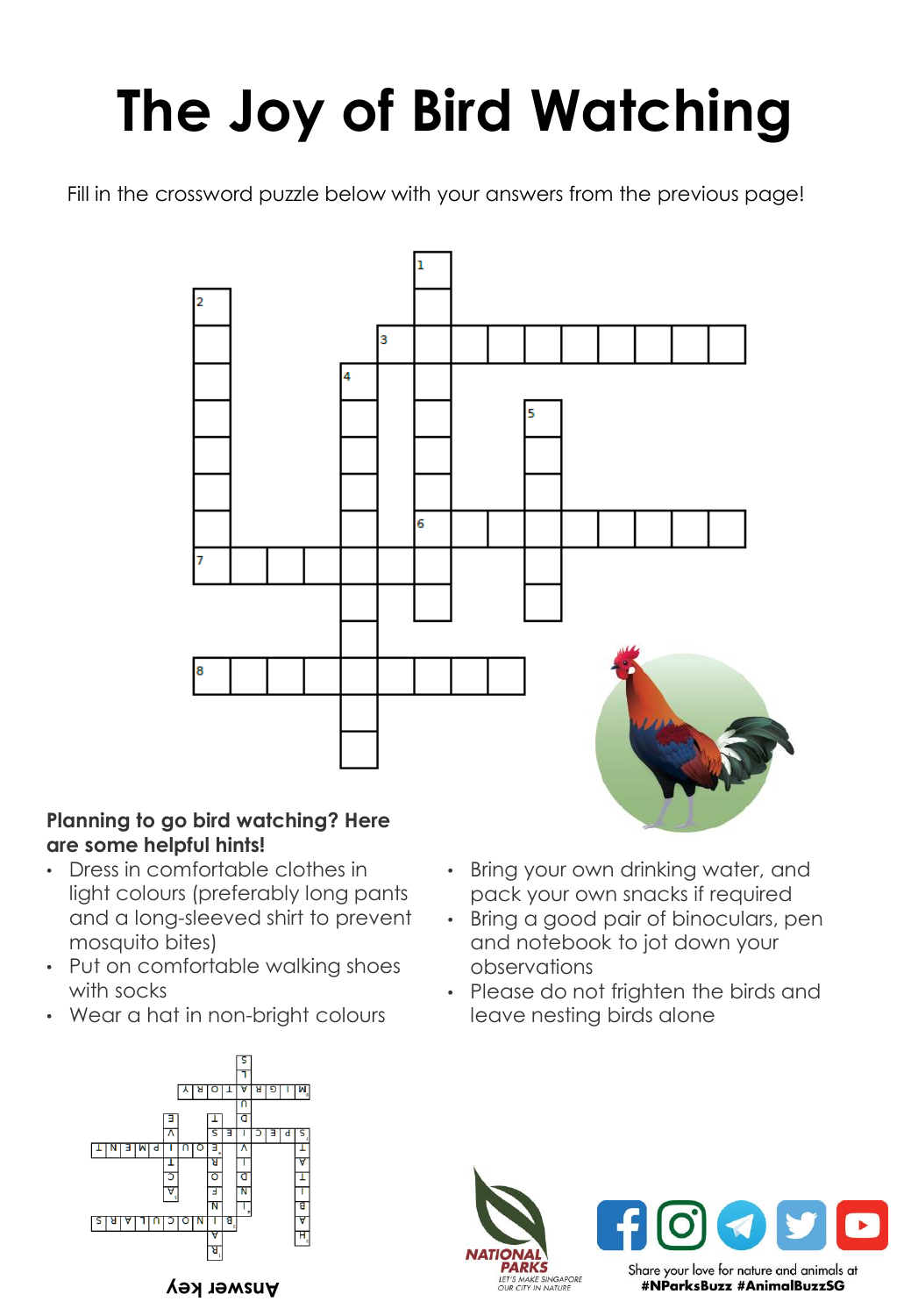# The Joy of Bird Watching

Fill in the crossword puzzle below with your answers from the previous page!

**Planning to go bird watching? Here are some helpful hints!**

- Dress in comfortable clothes in light colours (preferably long pants and a long-sleeved shirt to prevent mosquito bites)
- Put on comfortable walking shoes with socks
- Wear a hat in non-bright colours
- Bring your own drinking water, and pack your own snacks if required
- Bring a good pair of binoculars, pen and notebook to jot down your observations
- Please do not frighten the birds and leave nesting birds alone

Answer key

Share your love for nature and animals at **#NParksBuzz #AnimalBuzzSG**